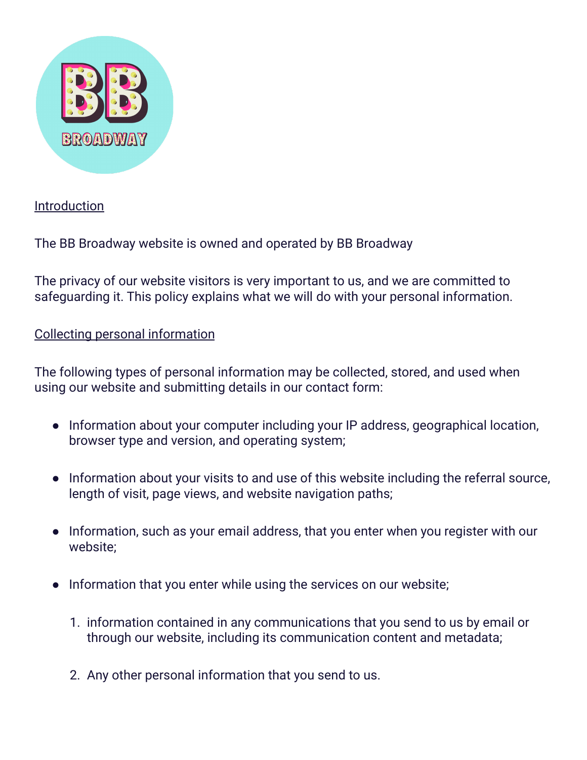## Introduction

The BB Broadway website is owned and operated by BB Broadway

The privacy of our website visitors is very important to us, and we are committed to safeguarding it. This policy explains what we will do with your personal information.

## Collecting personal information

The following types of personal information may be collected, stored, and used when using our website and submitting details in our contact form:

- Information about your computer including your IP address, geographical location, browser type and version, and operating system;
- Information about your visits to and use of this website including the referral source, length of visit, page views, and website navigation paths;
- Information, such as your email address, that you enter when you register with our website;
- Information that you enter while using the services on our website;

  1. information contained in any communications that you send to us by email or through our website, including its communication content and metadata;
  2. Any other personal information that you send to us.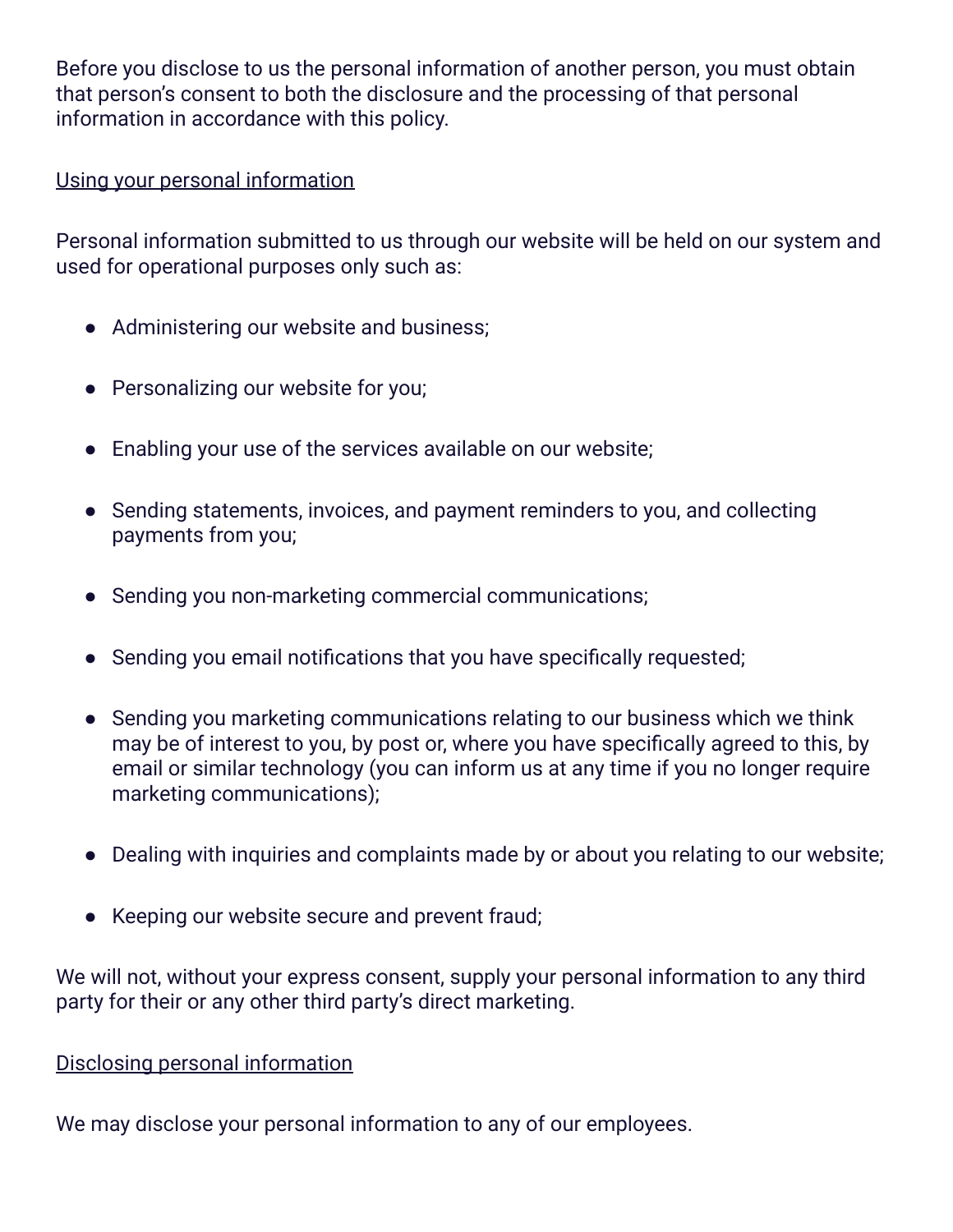Before you disclose to us the personal information of another person, you must obtain that person's consent to both the disclosure and the processing of that personal information in accordance with this policy.

## Using your personal information

Personal information submitted to us through our website will be held on our system and used for operational purposes only such as:

- Administering our website and business;
- Personalizing our website for you;
- Enabling your use of the services available on our website;
- Sending statements, invoices, and payment reminders to you, and collecting payments from you;
- Sending you non-marketing commercial communications;
- Sending you email notifications that you have specifically requested;
- Sending you marketing communications relating to our business which we think may be of interest to you, by post or, where you have specifically agreed to this, by email or similar technology (you can inform us at any time if you no longer require marketing communications);
- Dealing with inquiries and complaints made by or about you relating to our website;
- Keeping our website secure and prevent fraud;

We will not, without your express consent, supply your personal information to any third party for their or any other third party's direct marketing.

## Disclosing personal information

We may disclose your personal information to any of our employees.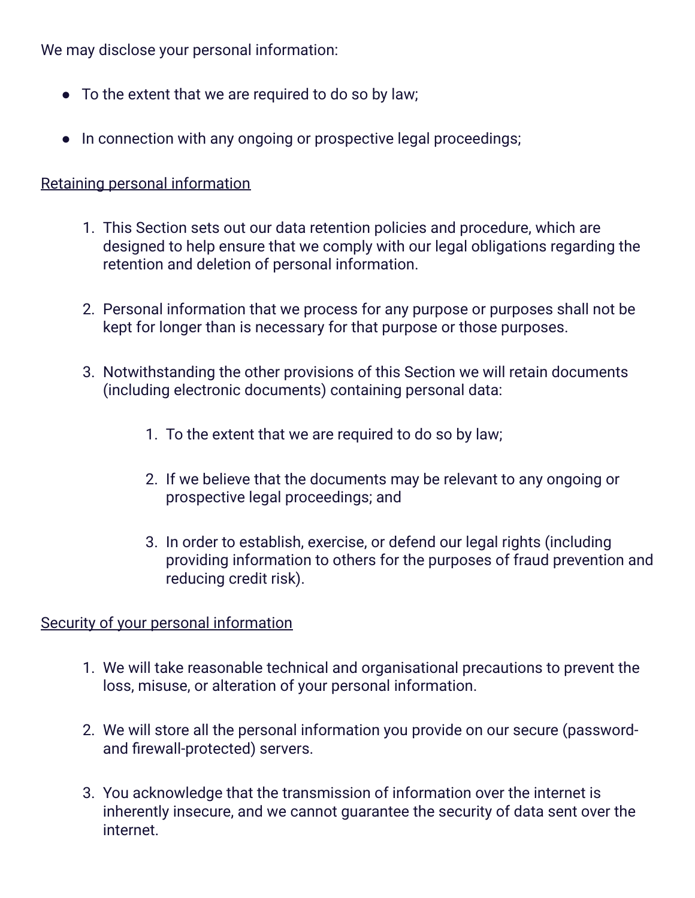We may disclose your personal information:

- To the extent that we are required to do so by law;
- In connection with any ongoing or prospective legal proceedings;

<u>Retaining personal information</u>

1. This Section sets out our data retention policies and procedure, which are designed to help ensure that we comply with our legal obligations regarding the retention and deletion of personal information.
2. Personal information that we process for any purpose or purposes shall not be kept for longer than is necessary for that purpose or those purposes.
3. Notwithstanding the other provisions of this Section we will retain documents (including electronic documents) containing personal data:
    1. To the extent that we are required to do so by law;
    2. If we believe that the documents may be relevant to any ongoing or prospective legal proceedings; and
    3. In order to establish, exercise, or defend our legal rights (including providing information to others for the purposes of fraud prevention and reducing credit risk).

<u>Security of your personal information</u>

1. We will take reasonable technical and organisational precautions to prevent the loss, misuse, or alteration of your personal information.
2. We will store all the personal information you provide on our secure (password- and firewall-protected) servers.
3. You acknowledge that the transmission of information over the internet is inherently insecure, and we cannot guarantee the security of data sent over the internet.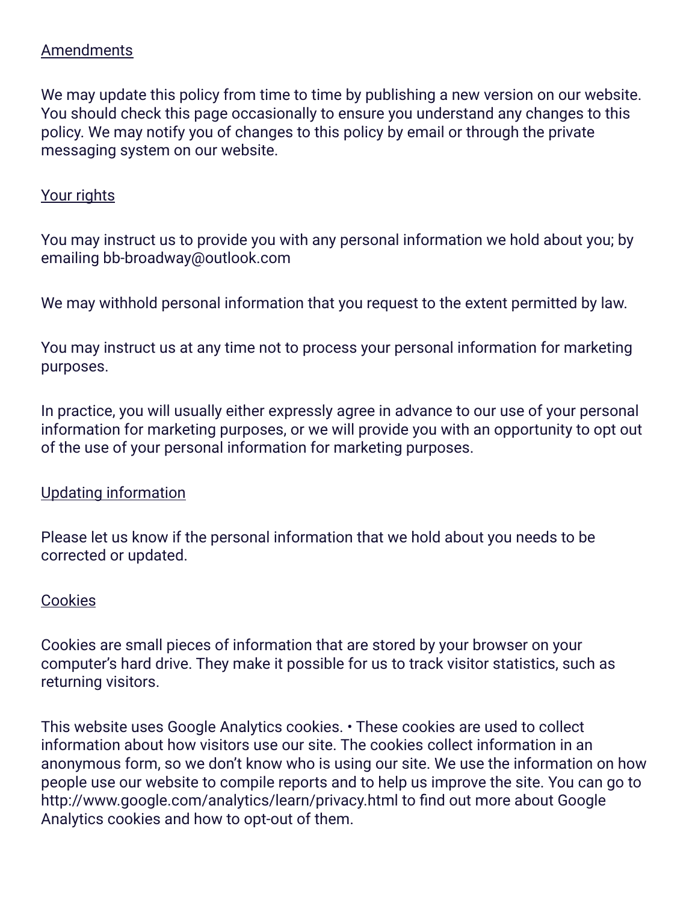## Amendments

We may update this policy from time to time by publishing a new version on our website. You should check this page occasionally to ensure you understand any changes to this policy. We may notify you of changes to this policy by email or through the private messaging system on our website.

## Your rights

You may instruct us to provide you with any personal information we hold about you; by emailing bb-broadway@outlook.com

We may withhold personal information that you request to the extent permitted by law.

You may instruct us at any time not to process your personal information for marketing purposes.

In practice, you will usually either expressly agree in advance to our use of your personal information for marketing purposes, or we will provide you with an opportunity to opt out of the use of your personal information for marketing purposes.

## Updating information

Please let us know if the personal information that we hold about you needs to be corrected or updated.

## Cookies

Cookies are small pieces of information that are stored by your browser on your computer's hard drive. They make it possible for us to track visitor statistics, such as returning visitors.

This website uses Google Analytics cookies. • These cookies are used to collect information about how visitors use our site. The cookies collect information in an anonymous form, so we don't know who is using our site. We use the information on how people use our website to compile reports and to help us improve the site. You can go to http://www.google.com/analytics/learn/privacy.html to find out more about Google Analytics cookies and how to opt-out of them.